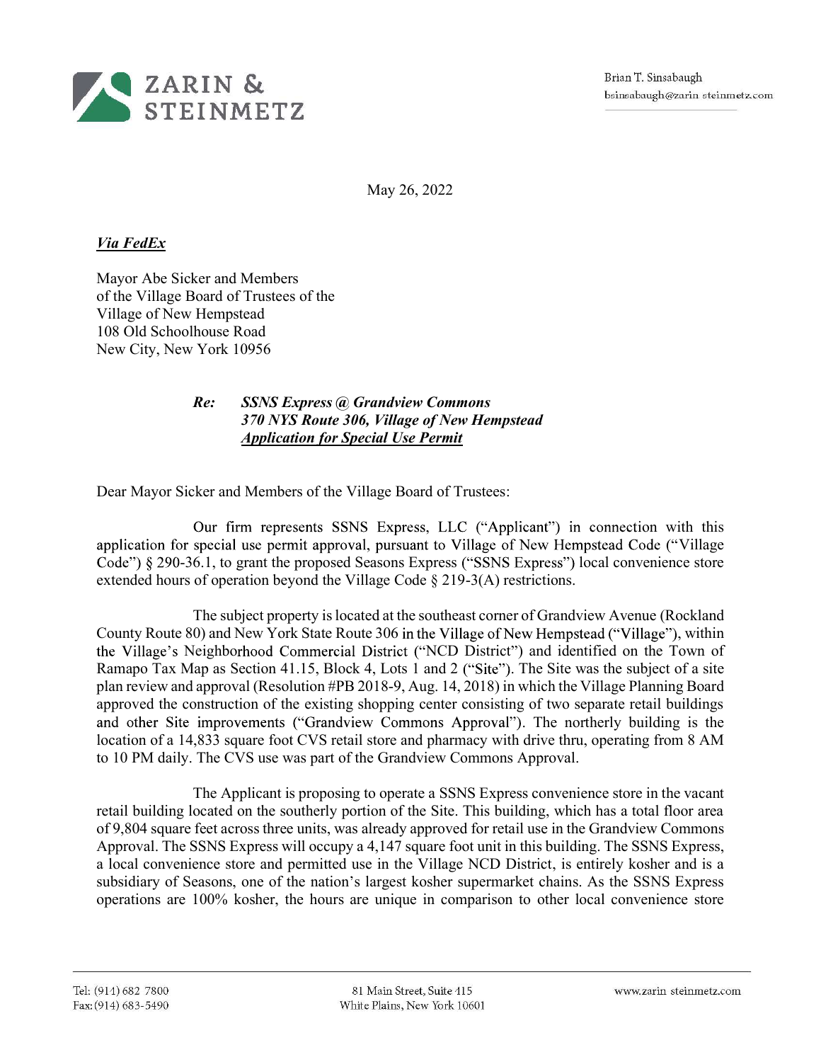ZARIN & STEINMETZ

Brian T. Sinsabaugh
bsinsabaugh@zarin steinmetz.com

May 26, 2022

***Via FedEx***

Mayor Abe Sicker and Members
of the Village Board of Trustees of the
Village of New Hempstead
108 Old Schoolhouse Road
New City, New York 10956

> ***Re: SSNS Express @ Grandview Commons***
> ***370 NYS Route 306, Village of New Hempstead***
> ***Application for Special Use Permit***

Dear Mayor Sicker and Members of the Village Board of Trustees:

Our firm represents SSNS Express, LLC ("Applicant") in connection with this application for special use permit approval, pursuant to Village of New Hempstead Code ("Village Code") § 290-36.1, to grant the proposed Seasons Express ("SSNS Express") local convenience store extended hours of operation beyond the Village Code § 219-3(A) restrictions.

The subject property is located at the southeast corner of Grandview Avenue (Rockland County Route 80) and New York State Route 306 in the Village of New Hempstead ("Village"), within the Village's Neighborhood Commercial District ("NCD District") and identified on the Town of Ramapo Tax Map as Section 41.15, Block 4, Lots 1 and 2 ("Site"). The Site was the subject of a site plan review and approval (Resolution #PB 2018-9, Aug. 14, 2018) in which the Village Planning Board approved the construction of the existing shopping center consisting of two separate retail buildings and other Site improvements ("Grandview Commons Approval"). The northerly building is the location of a 14,833 square foot CVS retail store and pharmacy with drive thru, operating from 8 AM to 10 PM daily. The CVS use was part of the Grandview Commons Approval.

The Applicant is proposing to operate a SSNS Express convenience store in the vacant retail building located on the southerly portion of the Site. This building, which has a total floor area of 9,804 square feet across three units, was already approved for retail use in the Grandview Commons Approval. The SSNS Express will occupy a 4,147 square foot unit in this building. The SSNS Express, a local convenience store and permitted use in the Village NCD District, is entirely kosher and is a subsidiary of Seasons, one of the nation's largest kosher supermarket chains. As the SSNS Express operations are 100% kosher, the hours are unique in comparison to other local convenience store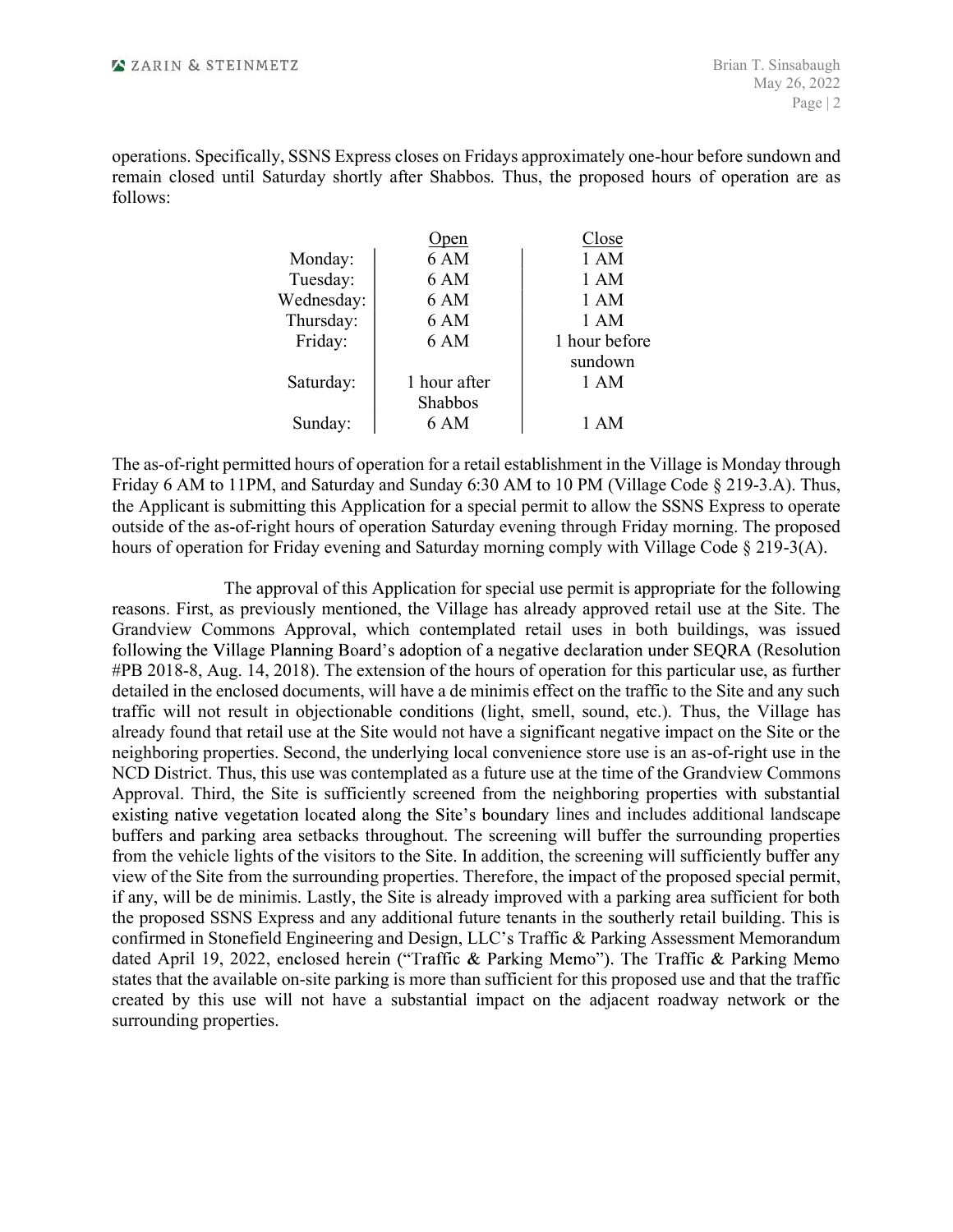operations. Specifically, SSNS Express closes on Fridays approximately one-hour before sundown and remain closed until Saturday shortly after Shabbos. Thus, the proposed hours of operation are as follows:

| | Open | Close |
|---|---|---|
| Monday: | 6 AM | 1 AM |
| Tuesday: | 6 AM | 1 AM |
| Wednesday: | 6 AM | 1 AM |
| Thursday: | 6 AM | 1 AM |
| Friday: | 6 AM | 1 hour before sundown |
| Saturday: | 1 hour after Shabbos | 1 AM |
| Sunday: | 6 AM | 1 AM |

The as-of-right permitted hours of operation for a retail establishment in the Village is Monday through Friday 6 AM to 11PM, and Saturday and Sunday 6:30 AM to 10 PM (Village Code § 219-3.A). Thus, the Applicant is submitting this Application for a special permit to allow the SSNS Express to operate outside of the as-of-right hours of operation Saturday evening through Friday morning. The proposed hours of operation for Friday evening and Saturday morning comply with Village Code § 219-3(A).

The approval of this Application for special use permit is appropriate for the following reasons. First, as previously mentioned, the Village has already approved retail use at the Site. The Grandview Commons Approval, which contemplated retail uses in both buildings, was issued following the Village Planning Board's adoption of a negative declaration under SEQRA (Resolution #PB 2018-8, Aug. 14, 2018). The extension of the hours of operation for this particular use, as further detailed in the enclosed documents, will have a de minimis effect on the traffic to the Site and any such traffic will not result in objectionable conditions (light, smell, sound, etc.). Thus, the Village has already found that retail use at the Site would not have a significant negative impact on the Site or the neighboring properties. Second, the underlying local convenience store use is an as-of-right use in the NCD District. Thus, this use was contemplated as a future use at the time of the Grandview Commons Approval. Third, the Site is sufficiently screened from the neighboring properties with substantial existing native vegetation located along the Site's boundary lines and includes additional landscape buffers and parking area setbacks throughout. The screening will buffer the surrounding properties from the vehicle lights of the visitors to the Site. In addition, the screening will sufficiently buffer any view of the Site from the surrounding properties. Therefore, the impact of the proposed special permit, if any, will be de minimis. Lastly, the Site is already improved with a parking area sufficient for both the proposed SSNS Express and any additional future tenants in the southerly retail building. This is confirmed in Stonefield Engineering and Design, LLC's Traffic & Parking Assessment Memorandum dated April 19, 2022, enclosed herein ("Traffic & Parking Memo"). The Traffic & Parking Memo states that the available on-site parking is more than sufficient for this proposed use and that the traffic created by this use will not have a substantial impact on the adjacent roadway network or the surrounding properties.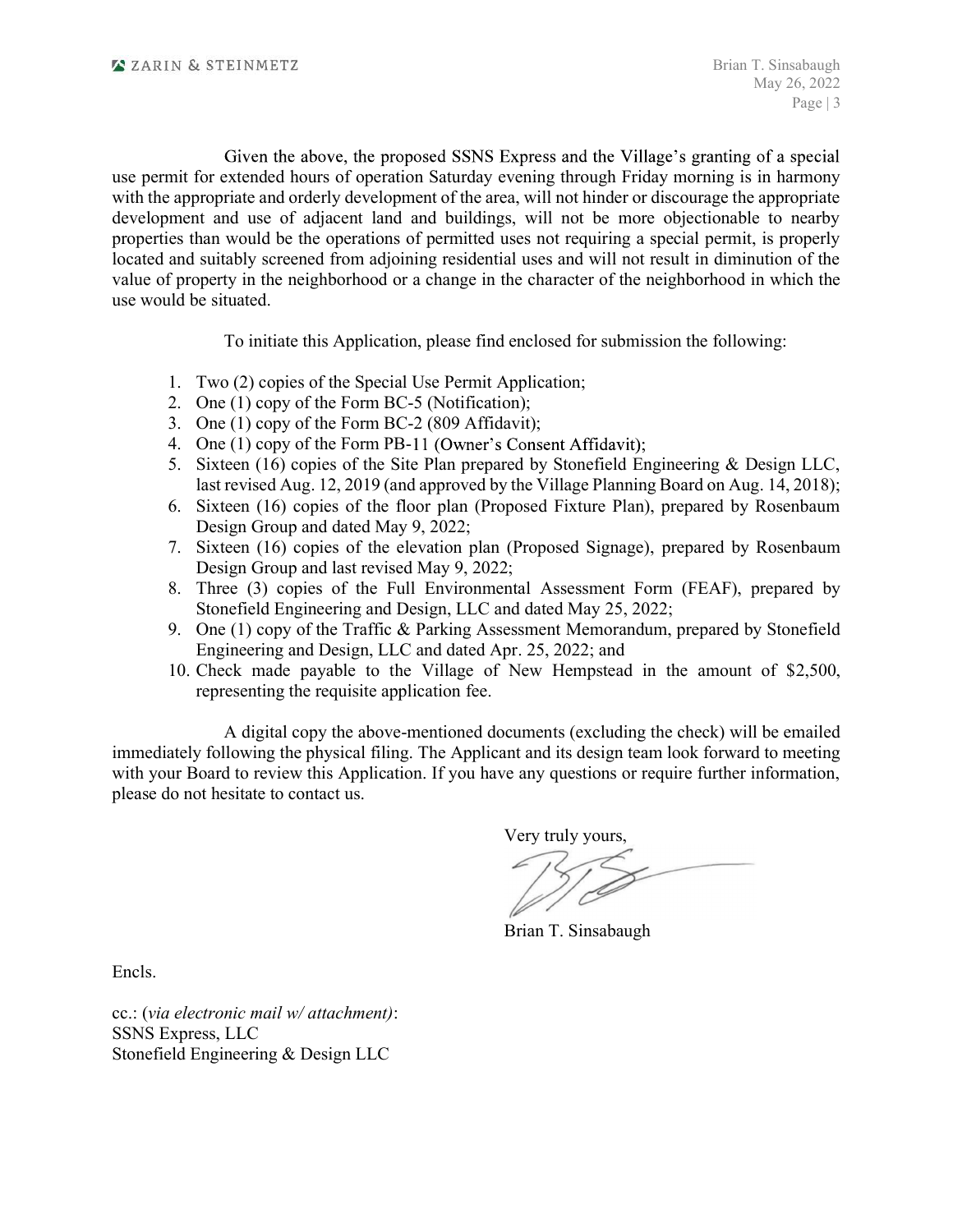Given the above, the proposed SSNS Express and the Village's granting of a special use permit for extended hours of operation Saturday evening through Friday morning is in harmony with the appropriate and orderly development of the area, will not hinder or discourage the appropriate development and use of adjacent land and buildings, will not be more objectionable to nearby properties than would be the operations of permitted uses not requiring a special permit, is properly located and suitably screened from adjoining residential uses and will not result in diminution of the value of property in the neighborhood or a change in the character of the neighborhood in which the use would be situated.

To initiate this Application, please find enclosed for submission the following:

1. Two (2) copies of the Special Use Permit Application;
2. One (1) copy of the Form BC-5 (Notification);
3. One (1) copy of the Form BC-2 (809 Affidavit);
4. One (1) copy of the Form PB-11 (Owner's Consent Affidavit);
5. Sixteen (16) copies of the Site Plan prepared by Stonefield Engineering & Design LLC, last revised Aug. 12, 2019 (and approved by the Village Planning Board on Aug. 14, 2018);
6. Sixteen (16) copies of the floor plan (Proposed Fixture Plan), prepared by Rosenbaum Design Group and dated May 9, 2022;
7. Sixteen (16) copies of the elevation plan (Proposed Signage), prepared by Rosenbaum Design Group and last revised May 9, 2022;
8. Three (3) copies of the Full Environmental Assessment Form (FEAF), prepared by Stonefield Engineering and Design, LLC and dated May 25, 2022;
9. One (1) copy of the Traffic & Parking Assessment Memorandum, prepared by Stonefield Engineering and Design, LLC and dated Apr. 25, 2022; and
10. Check made payable to the Village of New Hempstead in the amount of $2,500, representing the requisite application fee.

A digital copy the above-mentioned documents (excluding the check) will be emailed immediately following the physical filing. The Applicant and its design team look forward to meeting with your Board to review this Application. If you have any questions or require further information, please do not hesitate to contact us.

Very truly yours,

Brian T. Sinsabaugh

Encls.

cc.: (*via electronic mail w/ attachment)*:
SSNS Express, LLC
Stonefield Engineering & Design LLC